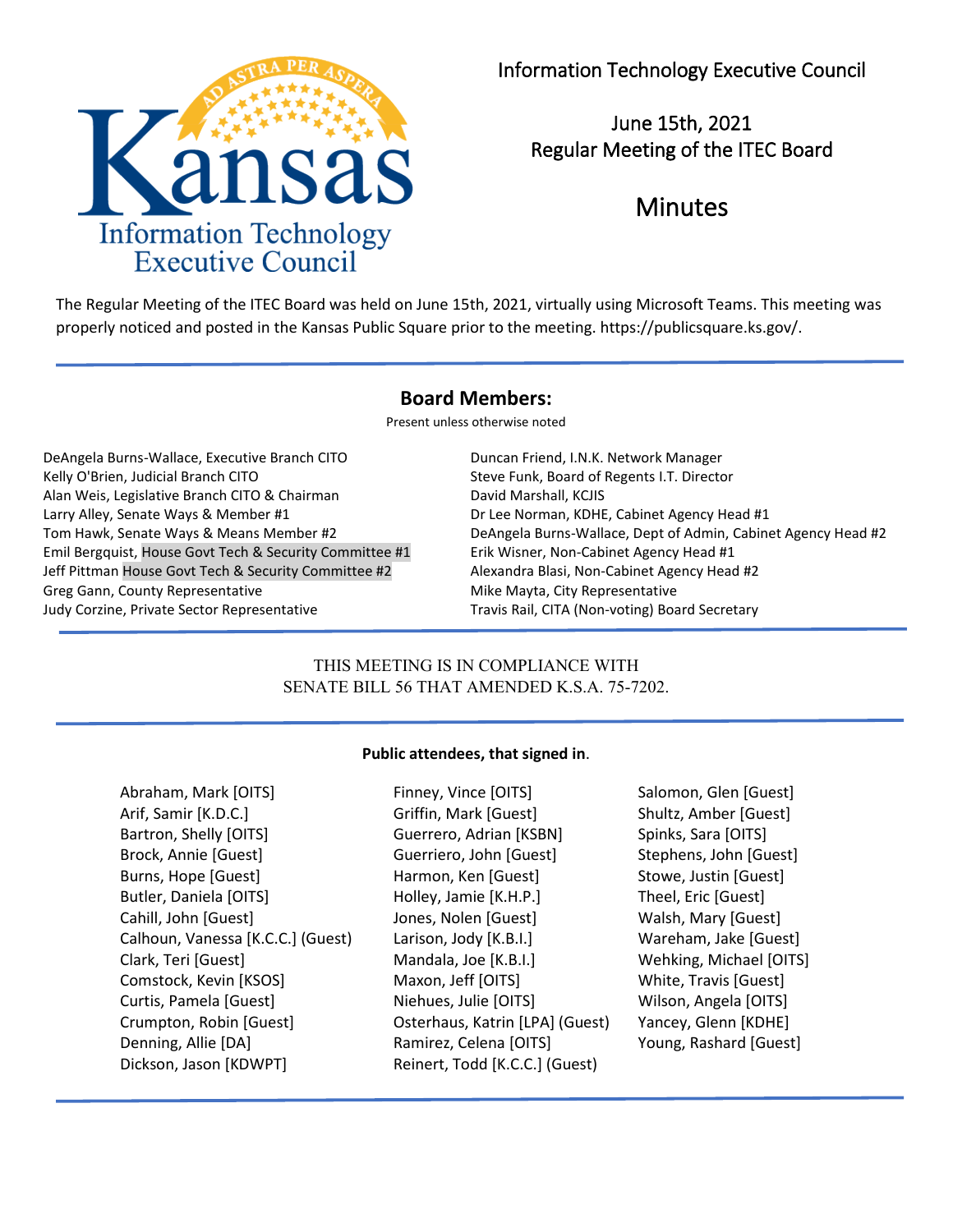# Information Technology Executive Council

## June 15th, 2021
## Regular Meeting of the ITEC Board

# Minutes

The Regular Meeting of the ITEC Board was held on June 15th, 2021, virtually using Microsoft Teams. This meeting was properly noticed and posted in the Kansas Public Square prior to the meeting. https://publicsquare.ks.gov/.

---

### Board Members:

Present unless otherwise noted

DeAngela Burns-Wallace, Executive Branch CITO
Kelly O'Brien, Judicial Branch CITO
Alan Weis, Legislative Branch CITO & Chairman
Larry Alley, Senate Ways & Member #1
Tom Hawk, Senate Ways & Means Member #2
Emil Bergquist, House Govt Tech & Security Committee #1
Jeff Pittman House Govt Tech & Security Committee #2
Greg Gann, County Representative
Judy Corzine, Private Sector Representative
Duncan Friend, I.N.K. Network Manager
Steve Funk, Board of Regents I.T. Director
David Marshall, KCJIS
Dr Lee Norman, KDHE, Cabinet Agency Head #1
DeAngela Burns-Wallace, Dept of Admin, Cabinet Agency Head #2
Erik Wisner, Non-Cabinet Agency Head #1
Alexandra Blasi, Non-Cabinet Agency Head #2
Mike Mayta, City Representative
Travis Rail, CITA (Non-voting) Board Secretary

---

THIS MEETING IS IN COMPLIANCE WITH SENATE BILL 56 THAT AMENDED K.S.A. 75-7202.

---

**Public attendees, that signed in.**

Abraham, Mark [OITS]
Arif, Samir [K.D.C.]
Bartron, Shelly [OITS]
Brock, Annie [Guest]
Burns, Hope [Guest]
Butler, Daniela [OITS]
Cahill, John [Guest]
Calhoun, Vanessa [K.C.C.] (Guest)
Clark, Teri [Guest]
Comstock, Kevin [KSOS]
Curtis, Pamela [Guest]
Crumpton, Robin [Guest]
Denning, Allie [DA]
Dickson, Jason [KDWPT]
Finney, Vince [OITS]
Griffin, Mark [Guest]
Guerrero, Adrian [KSBN]
Guerriero, John [Guest]
Harmon, Ken [Guest]
Holley, Jamie [K.H.P.]
Jones, Nolen [Guest]
Larison, Jody [K.B.I.]
Mandala, Joe [K.B.I.]
Maxon, Jeff [OITS]
Niehues, Julie [OITS]
Osterhaus, Katrin [LPA] (Guest)
Ramirez, Celena [OITS]
Reinert, Todd [K.C.C.] (Guest)
Salomon, Glen [Guest]
Shultz, Amber [Guest]
Spinks, Sara [OITS]
Stephens, John [Guest]
Stowe, Justin [Guest]
Theel, Eric [Guest]
Walsh, Mary [Guest]
Wareham, Jake [Guest]
Wehking, Michael [OITS]
White, Travis [Guest]
Wilson, Angela [OITS]
Yancey, Glenn [KDHE]
Young, Rashard [Guest]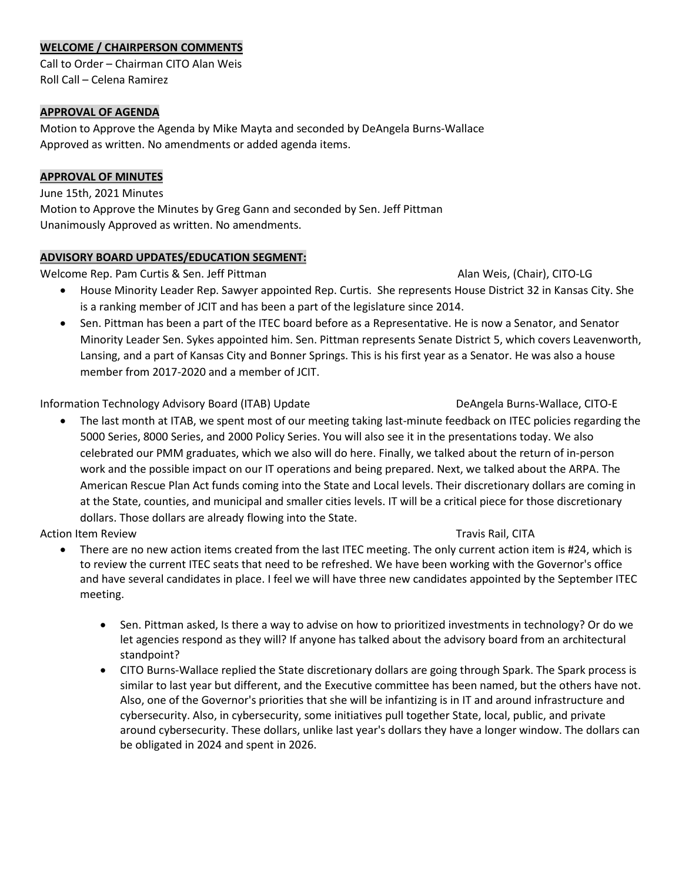## WELCOME / CHAIRPERSON COMMENTS

Call to Order – Chairman CITO Alan Weis
Roll Call – Celena Ramirez

## APPROVAL OF AGENDA

Motion to Approve the Agenda by Mike Mayta and seconded by DeAngela Burns-Wallace
Approved as written. No amendments or added agenda items.

## APPROVAL OF MINUTES

June 15th, 2021 Minutes
Motion to Approve the Minutes by Greg Gann and seconded by Sen. Jeff Pittman
Unanimously Approved as written. No amendments.

## ADVISORY BOARD UPDATES/EDUCATION SEGMENT:

Welcome Rep. Pam Curtis & Sen. Jeff Pittman — Alan Weis, (Chair), CITO-LG

- House Minority Leader Rep. Sawyer appointed Rep. Curtis. She represents House District 32 in Kansas City. She is a ranking member of JCIT and has been a part of the legislature since 2014.
- Sen. Pittman has been a part of the ITEC board before as a Representative. He is now a Senator, and Senator Minority Leader Sen. Sykes appointed him. Sen. Pittman represents Senate District 5, which covers Leavenworth, Lansing, and a part of Kansas City and Bonner Springs. This is his first year as a Senator. He was also a house member from 2017-2020 and a member of JCIT.

Information Technology Advisory Board (ITAB) Update — DeAngela Burns-Wallace, CITO-E

- The last month at ITAB, we spent most of our meeting taking last-minute feedback on ITEC policies regarding the 5000 Series, 8000 Series, and 2000 Policy Series. You will also see it in the presentations today. We also celebrated our PMM graduates, which we also will do here. Finally, we talked about the return of in-person work and the possible impact on our IT operations and being prepared. Next, we talked about the ARPA. The American Rescue Plan Act funds coming into the State and Local levels. Their discretionary dollars are coming in at the State, counties, and municipal and smaller cities levels. IT will be a critical piece for those discretionary dollars. Those dollars are already flowing into the State.

Action Item Review — Travis Rail, CITA

- There are no new action items created from the last ITEC meeting. The only current action item is #24, which is to review the current ITEC seats that need to be refreshed. We have been working with the Governor's office and have several candidates in place. I feel we will have three new candidates appointed by the September ITEC meeting.

    - Sen. Pittman asked, Is there a way to advise on how to prioritized investments in technology? Or do we let agencies respond as they will? If anyone has talked about the advisory board from an architectural standpoint?
    - CITO Burns-Wallace replied the State discretionary dollars are going through Spark. The Spark process is similar to last year but different, and the Executive committee has been named, but the others have not. Also, one of the Governor's priorities that she will be infantizing is in IT and around infrastructure and cybersecurity. Also, in cybersecurity, some initiatives pull together State, local, public, and private around cybersecurity. These dollars, unlike last year's dollars they have a longer window. The dollars can be obligated in 2024 and spent in 2026.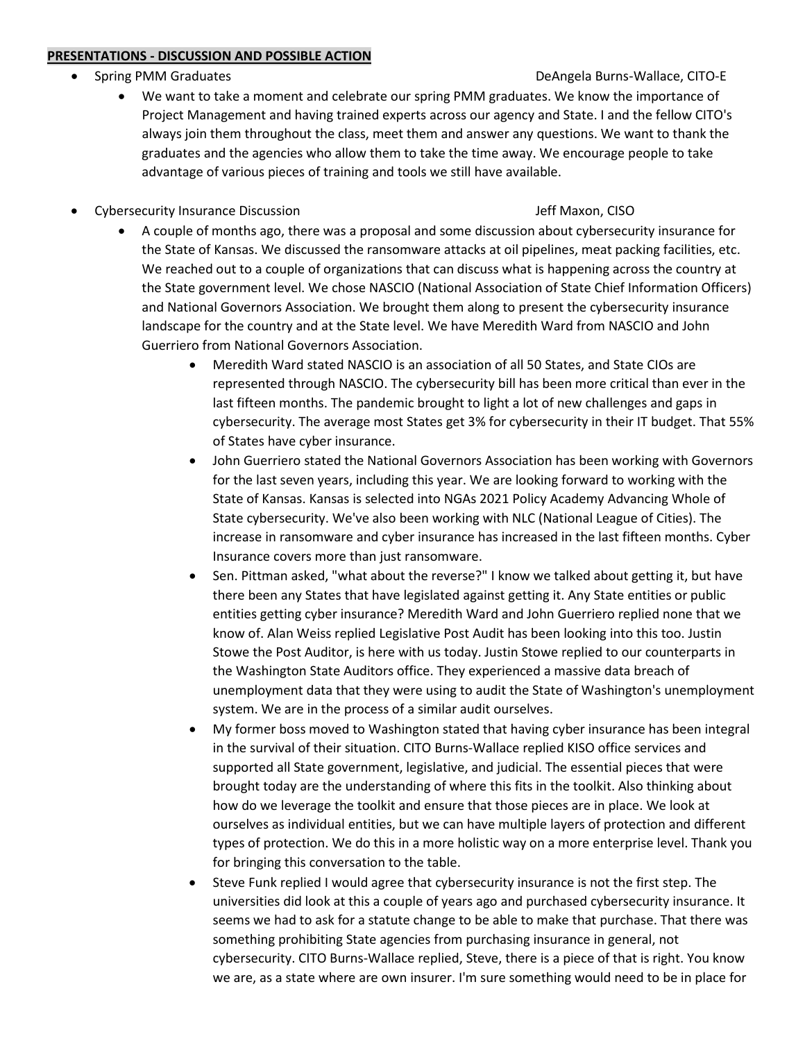## **PRESENTATIONS - DISCUSSION AND POSSIBLE ACTION**

- Spring PMM Graduates — DeAngela Burns-Wallace, CITO-E
  - We want to take a moment and celebrate our spring PMM graduates. We know the importance of Project Management and having trained experts across our agency and State. I and the fellow CITO's always join them throughout the class, meet them and answer any questions. We want to thank the graduates and the agencies who allow them to take the time away. We encourage people to take advantage of various pieces of training and tools we still have available.

- Cybersecurity Insurance Discussion — Jeff Maxon, CISO
  - A couple of months ago, there was a proposal and some discussion about cybersecurity insurance for the State of Kansas. We discussed the ransomware attacks at oil pipelines, meat packing facilities, etc. We reached out to a couple of organizations that can discuss what is happening across the country at the State government level. We chose NASCIO (National Association of State Chief Information Officers) and National Governors Association. We brought them along to present the cybersecurity insurance landscape for the country and at the State level. We have Meredith Ward from NASCIO and John Guerriero from National Governors Association.
    - Meredith Ward stated NASCIO is an association of all 50 States, and State CIOs are represented through NASCIO. The cybersecurity bill has been more critical than ever in the last fifteen months. The pandemic brought to light a lot of new challenges and gaps in cybersecurity. The average most States get 3% for cybersecurity in their IT budget. That 55% of States have cyber insurance.
    - John Guerriero stated the National Governors Association has been working with Governors for the last seven years, including this year. We are looking forward to working with the State of Kansas. Kansas is selected into NGAs 2021 Policy Academy Advancing Whole of State cybersecurity. We've also been working with NLC (National League of Cities). The increase in ransomware and cyber insurance has increased in the last fifteen months. Cyber Insurance covers more than just ransomware.
    - Sen. Pittman asked, "what about the reverse?" I know we talked about getting it, but have there been any States that have legislated against getting it. Any State entities or public entities getting cyber insurance? Meredith Ward and John Guerriero replied none that we know of. Alan Weiss replied Legislative Post Audit has been looking into this too. Justin Stowe the Post Auditor, is here with us today. Justin Stowe replied to our counterparts in the Washington State Auditors office. They experienced a massive data breach of unemployment data that they were using to audit the State of Washington's unemployment system. We are in the process of a similar audit ourselves.
    - My former boss moved to Washington stated that having cyber insurance has been integral in the survival of their situation. CITO Burns-Wallace replied KISO office services and supported all State government, legislative, and judicial. The essential pieces that were brought today are the understanding of where this fits in the toolkit. Also thinking about how do we leverage the toolkit and ensure that those pieces are in place. We look at ourselves as individual entities, but we can have multiple layers of protection and different types of protection. We do this in a more holistic way on a more enterprise level. Thank you for bringing this conversation to the table.
    - Steve Funk replied I would agree that cybersecurity insurance is not the first step. The universities did look at this a couple of years ago and purchased cybersecurity insurance. It seems we had to ask for a statute change to be able to make that purchase. That there was something prohibiting State agencies from purchasing insurance in general, not cybersecurity. CITO Burns-Wallace replied, Steve, there is a piece of that is right. You know we are, as a state where are own insurer. I'm sure something would need to be in place for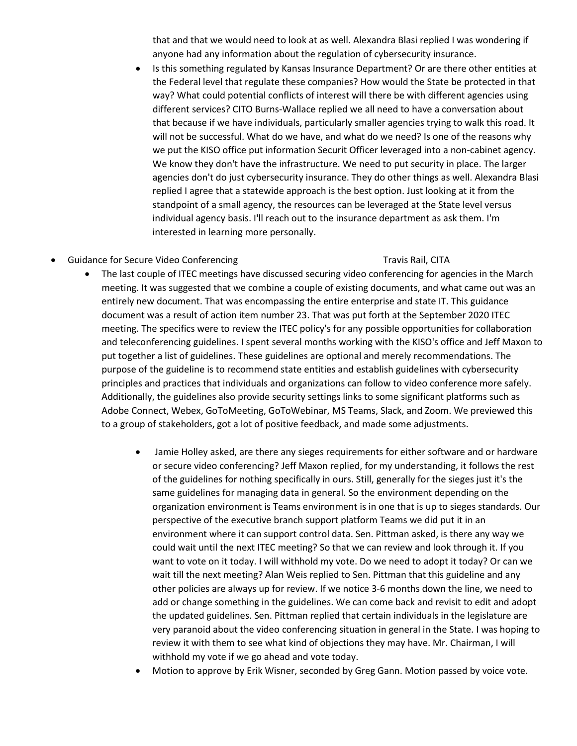that and that we would need to look at as well. Alexandra Blasi replied I was wondering if anyone had any information about the regulation of cybersecurity insurance.

- Is this something regulated by Kansas Insurance Department? Or are there other entities at the Federal level that regulate these companies? How would the State be protected in that way? What could potential conflicts of interest will there be with different agencies using different services? CITO Burns-Wallace replied we all need to have a conversation about that because if we have individuals, particularly smaller agencies trying to walk this road. It will not be successful. What do we have, and what do we need? Is one of the reasons why we put the KISO office put information Securit Officer leveraged into a non-cabinet agency. We know they don't have the infrastructure. We need to put security in place. The larger agencies don't do just cybersecurity insurance. They do other things as well. Alexandra Blasi replied I agree that a statewide approach is the best option. Just looking at it from the standpoint of a small agency, the resources can be leveraged at the State level versus individual agency basis. I'll reach out to the insurance department as ask them. I'm interested in learning more personally.

- Guidance for Secure Video Conferencing — Travis Rail, CITA
  - The last couple of ITEC meetings have discussed securing video conferencing for agencies in the March meeting. It was suggested that we combine a couple of existing documents, and what came out was an entirely new document. That was encompassing the entire enterprise and state IT. This guidance document was a result of action item number 23. That was put forth at the September 2020 ITEC meeting. The specifics were to review the ITEC policy's for any possible opportunities for collaboration and teleconferencing guidelines. I spent several months working with the KISO's office and Jeff Maxon to put together a list of guidelines. These guidelines are optional and merely recommendations. The purpose of the guideline is to recommend state entities and establish guidelines with cybersecurity principles and practices that individuals and organizations can follow to video conference more safely. Additionally, the guidelines also provide security settings links to some significant platforms such as Adobe Connect, Webex, GoToMeeting, GoToWebinar, MS Teams, Slack, and Zoom. We previewed this to a group of stakeholders, got a lot of positive feedback, and made some adjustments.
    - Jamie Holley asked, are there any sieges requirements for either software and or hardware or secure video conferencing? Jeff Maxon replied, for my understanding, it follows the rest of the guidelines for nothing specifically in ours. Still, generally for the sieges just it's the same guidelines for managing data in general. So the environment depending on the organization environment is Teams environment is in one that is up to sieges standards. Our perspective of the executive branch support platform Teams we did put it in an environment where it can support control data. Sen. Pittman asked, is there any way we could wait until the next ITEC meeting? So that we can review and look through it. If you want to vote on it today. I will withhold my vote. Do we need to adopt it today? Or can we wait till the next meeting? Alan Weis replied to Sen. Pittman that this guideline and any other policies are always up for review. If we notice 3-6 months down the line, we need to add or change something in the guidelines. We can come back and revisit to edit and adopt the updated guidelines. Sen. Pittman replied that certain individuals in the legislature are very paranoid about the video conferencing situation in general in the State. I was hoping to review it with them to see what kind of objections they may have. Mr. Chairman, I will withhold my vote if we go ahead and vote today.
    - Motion to approve by Erik Wisner, seconded by Greg Gann. Motion passed by voice vote.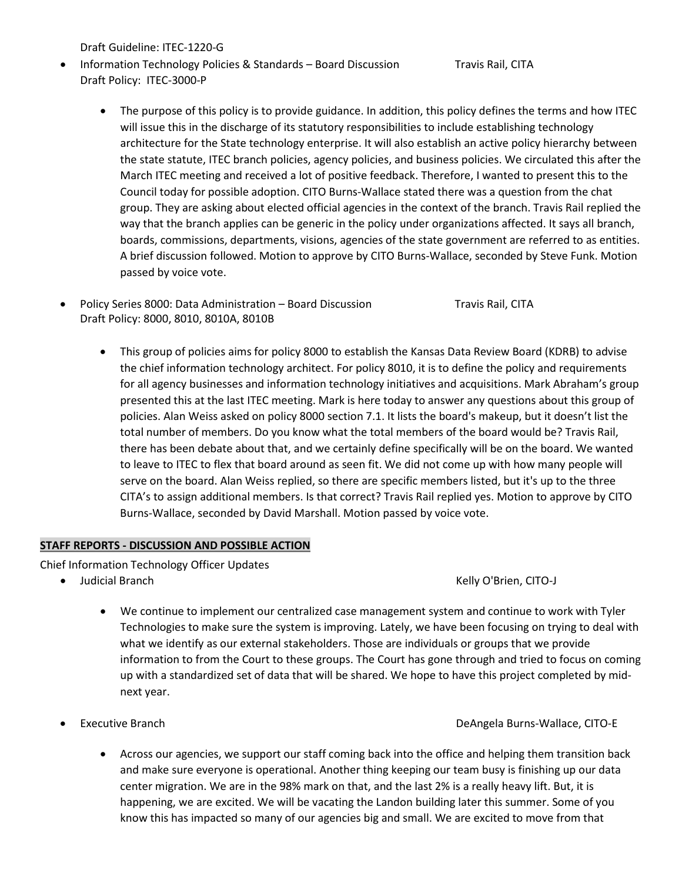Draft Guideline: ITEC-1220-G

- Information Technology Policies & Standards – Board Discussion Travis Rail, CITA
  Draft Policy: ITEC-3000-P

  - The purpose of this policy is to provide guidance. In addition, this policy defines the terms and how ITEC will issue this in the discharge of its statutory responsibilities to include establishing technology architecture for the State technology enterprise. It will also establish an active policy hierarchy between the state statute, ITEC branch policies, agency policies, and business policies. We circulated this after the March ITEC meeting and received a lot of positive feedback. Therefore, I wanted to present this to the Council today for possible adoption. CITO Burns-Wallace stated there was a question from the chat group. They are asking about elected official agencies in the context of the branch. Travis Rail replied the way that the branch applies can be generic in the policy under organizations affected. It says all branch, boards, commissions, departments, visions, agencies of the state government are referred to as entities. A brief discussion followed. Motion to approve by CITO Burns-Wallace, seconded by Steve Funk. Motion passed by voice vote.

- Policy Series 8000: Data Administration – Board Discussion Travis Rail, CITA
  Draft Policy: 8000, 8010, 8010A, 8010B

  - This group of policies aims for policy 8000 to establish the Kansas Data Review Board (KDRB) to advise the chief information technology architect. For policy 8010, it is to define the policy and requirements for all agency businesses and information technology initiatives and acquisitions. Mark Abraham's group presented this at the last ITEC meeting. Mark is here today to answer any questions about this group of policies. Alan Weiss asked on policy 8000 section 7.1. It lists the board's makeup, but it doesn't list the total number of members. Do you know what the total members of the board would be? Travis Rail, there has been debate about that, and we certainly define specifically will be on the board. We wanted to leave to ITEC to flex that board around as seen fit. We did not come up with how many people will serve on the board. Alan Weiss replied, so there are specific members listed, but it's up to the three CITA's to assign additional members. Is that correct? Travis Rail replied yes. Motion to approve by CITO Burns-Wallace, seconded by David Marshall. Motion passed by voice vote.

## STAFF REPORTS - DISCUSSION AND POSSIBLE ACTION

Chief Information Technology Officer Updates

- Judicial Branch Kelly O'Brien, CITO-J

  - We continue to implement our centralized case management system and continue to work with Tyler Technologies to make sure the system is improving. Lately, we have been focusing on trying to deal with what we identify as our external stakeholders. Those are individuals or groups that we provide information to from the Court to these groups. The Court has gone through and tried to focus on coming up with a standardized set of data that will be shared. We hope to have this project completed by mid-next year.

- Executive Branch DeAngela Burns-Wallace, CITO-E

  - Across our agencies, we support our staff coming back into the office and helping them transition back and make sure everyone is operational. Another thing keeping our team busy is finishing up our data center migration. We are in the 98% mark on that, and the last 2% is a really heavy lift. But, it is happening, we are excited. We will be vacating the Landon building later this summer. Some of you know this has impacted so many of our agencies big and small. We are excited to move from that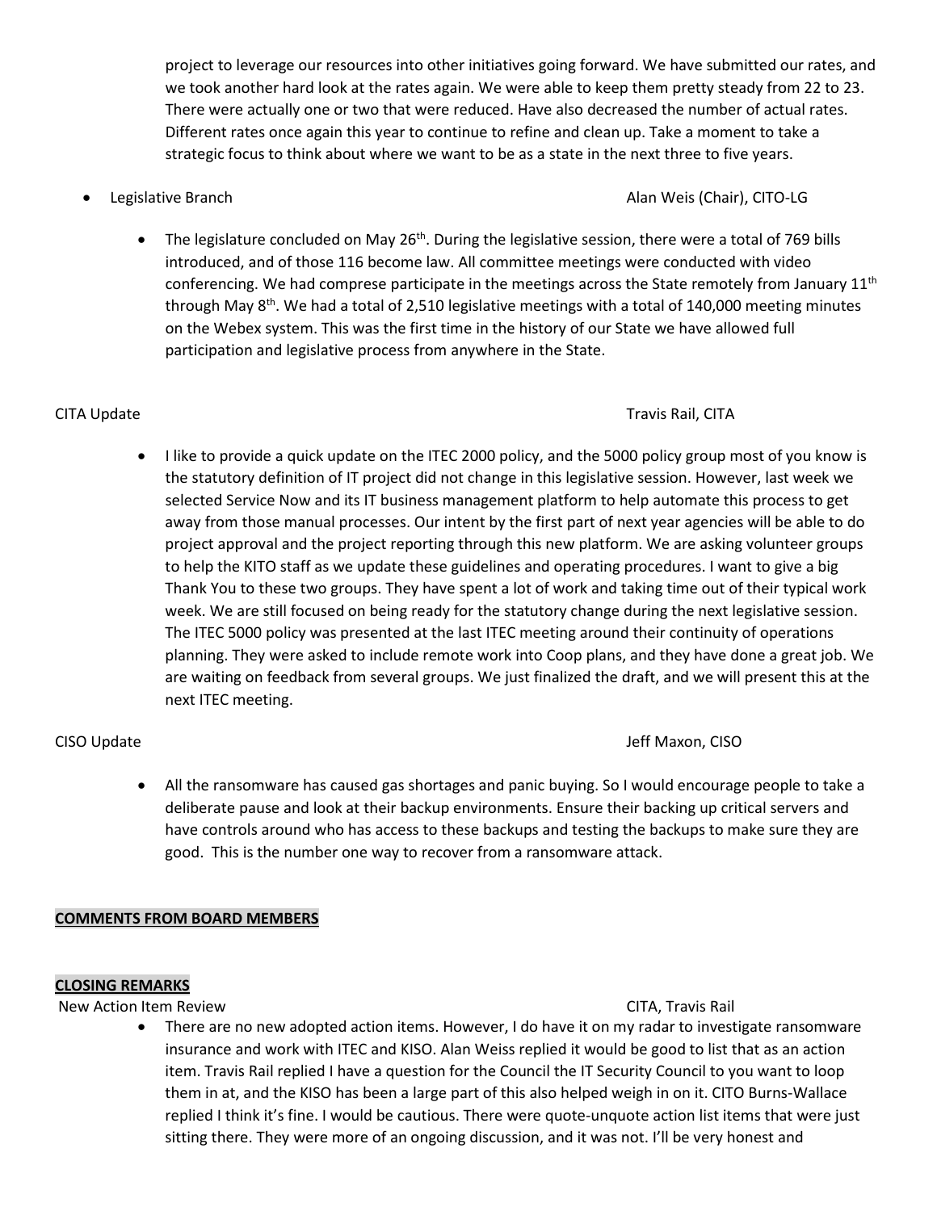project to leverage our resources into other initiatives going forward. We have submitted our rates, and we took another hard look at the rates again. We were able to keep them pretty steady from 22 to 23. There were actually one or two that were reduced. Have also decreased the number of actual rates. Different rates once again this year to continue to refine and clean up. Take a moment to take a strategic focus to think about where we want to be as a state in the next three to five years.

- Legislative Branch — Alan Weis (Chair), CITO-LG

  - The legislature concluded on May 26th. During the legislative session, there were a total of 769 bills introduced, and of those 116 become law. All committee meetings were conducted with video conferencing. We had comprese participate in the meetings across the State remotely from January 11th through May 8th. We had a total of 2,510 legislative meetings with a total of 140,000 meeting minutes on the Webex system. This was the first time in the history of our State we have allowed full participation and legislative process from anywhere in the State.

CITA Update — Travis Rail, CITA

- I like to provide a quick update on the ITEC 2000 policy, and the 5000 policy group most of you know is the statutory definition of IT project did not change in this legislative session. However, last week we selected Service Now and its IT business management platform to help automate this process to get away from those manual processes. Our intent by the first part of next year agencies will be able to do project approval and the project reporting through this new platform. We are asking volunteer groups to help the KITO staff as we update these guidelines and operating procedures. I want to give a big Thank You to these two groups. They have spent a lot of work and taking time out of their typical work week. We are still focused on being ready for the statutory change during the next legislative session. The ITEC 5000 policy was presented at the last ITEC meeting around their continuity of operations planning. They were asked to include remote work into Coop plans, and they have done a great job. We are waiting on feedback from several groups. We just finalized the draft, and we will present this at the next ITEC meeting.

CISO Update — Jeff Maxon, CISO

- All the ransomware has caused gas shortages and panic buying. So I would encourage people to take a deliberate pause and look at their backup environments. Ensure their backing up critical servers and have controls around who has access to these backups and testing the backups to make sure they are good. This is the number one way to recover from a ransomware attack.

**COMMENTS FROM BOARD MEMBERS**

**CLOSING REMARKS**

New Action Item Review — CITA, Travis Rail

- There are no new adopted action items. However, I do have it on my radar to investigate ransomware insurance and work with ITEC and KISO. Alan Weiss replied it would be good to list that as an action item. Travis Rail replied I have a question for the Council the IT Security Council to you want to loop them in at, and the KISO has been a large part of this also helped weigh in on it. CITO Burns-Wallace replied I think it's fine. I would be cautious. There were quote-unquote action list items that were just sitting there. They were more of an ongoing discussion, and it was not. I'll be very honest and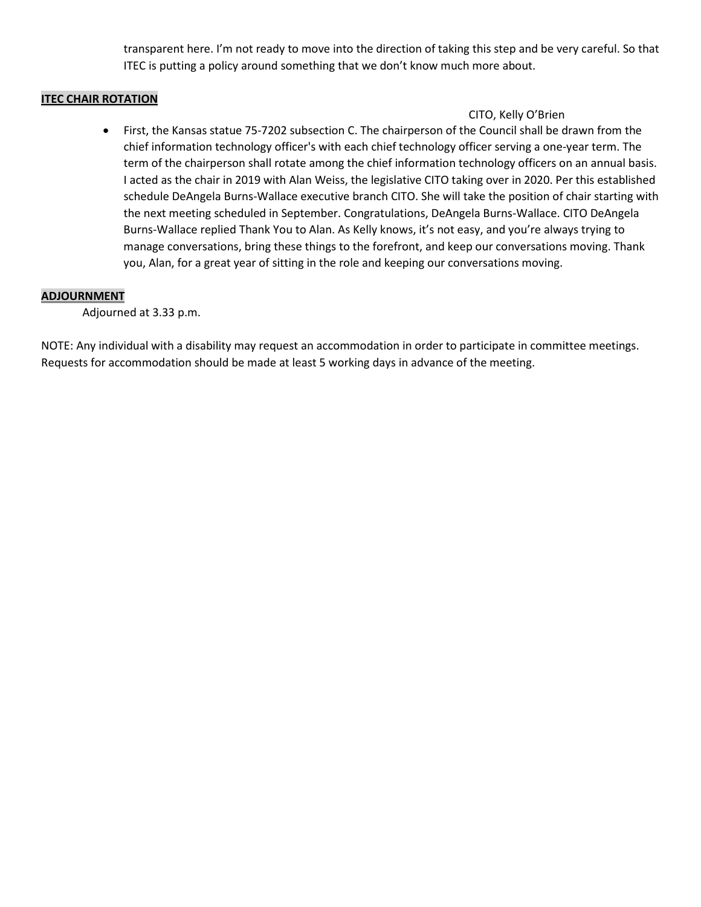transparent here. I'm not ready to move into the direction of taking this step and be very careful. So that ITEC is putting a policy around something that we don't know much more about.

**ITEC CHAIR ROTATION**

CITO, Kelly O'Brien

- First, the Kansas statue 75-7202 subsection C. The chairperson of the Council shall be drawn from the chief information technology officer's with each chief technology officer serving a one-year term. The term of the chairperson shall rotate among the chief information technology officers on an annual basis. I acted as the chair in 2019 with Alan Weiss, the legislative CITO taking over in 2020. Per this established schedule DeAngela Burns-Wallace executive branch CITO. She will take the position of chair starting with the next meeting scheduled in September. Congratulations, DeAngela Burns-Wallace. CITO DeAngela Burns-Wallace replied Thank You to Alan. As Kelly knows, it's not easy, and you're always trying to manage conversations, bring these things to the forefront, and keep our conversations moving. Thank you, Alan, for a great year of sitting in the role and keeping our conversations moving.

**ADJOURNMENT**

Adjourned at 3.33 p.m.

NOTE: Any individual with a disability may request an accommodation in order to participate in committee meetings. Requests for accommodation should be made at least 5 working days in advance of the meeting.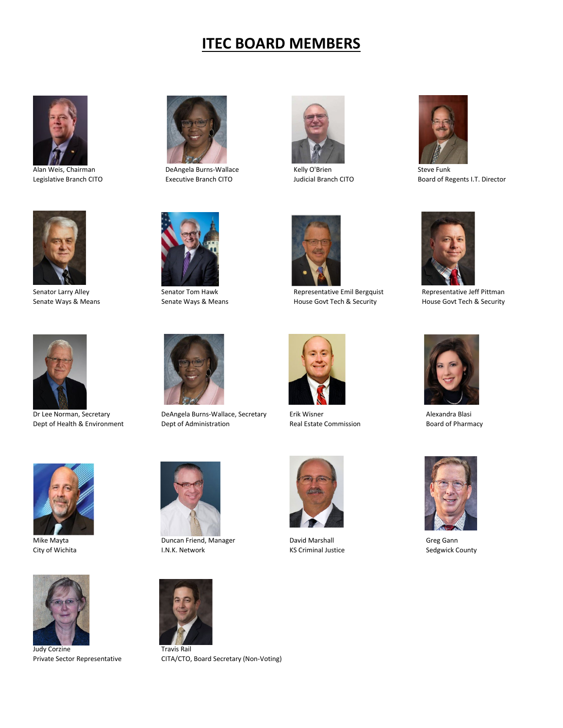# ITEC BOARD MEMBERS

Alan Weis, Chairman
Legislative Branch CITO

DeAngela Burns-Wallace
Executive Branch CITO

Kelly O'Brien
Judicial Branch CITO

Steve Funk
Board of Regents I.T. Director

Senator Larry Alley
Senate Ways & Means

Senator Tom Hawk
Senate Ways & Means

Representative Emil Bergquist
House Govt Tech & Security

Representative Jeff Pittman
House Govt Tech & Security

Dr Lee Norman, Secretary
Dept of Health & Environment

DeAngela Burns-Wallace, Secretary
Dept of Administration

Erik Wisner
Real Estate Commission

Alexandra Blasi
Board of Pharmacy

Mike Mayta
City of Wichita

Duncan Friend, Manager
I.N.K. Network

David Marshall
KS Criminal Justice

Greg Gann
Sedgwick County

Judy Corzine
Private Sector Representative

Travis Rail
CITA/CTO, Board Secretary (Non-Voting)